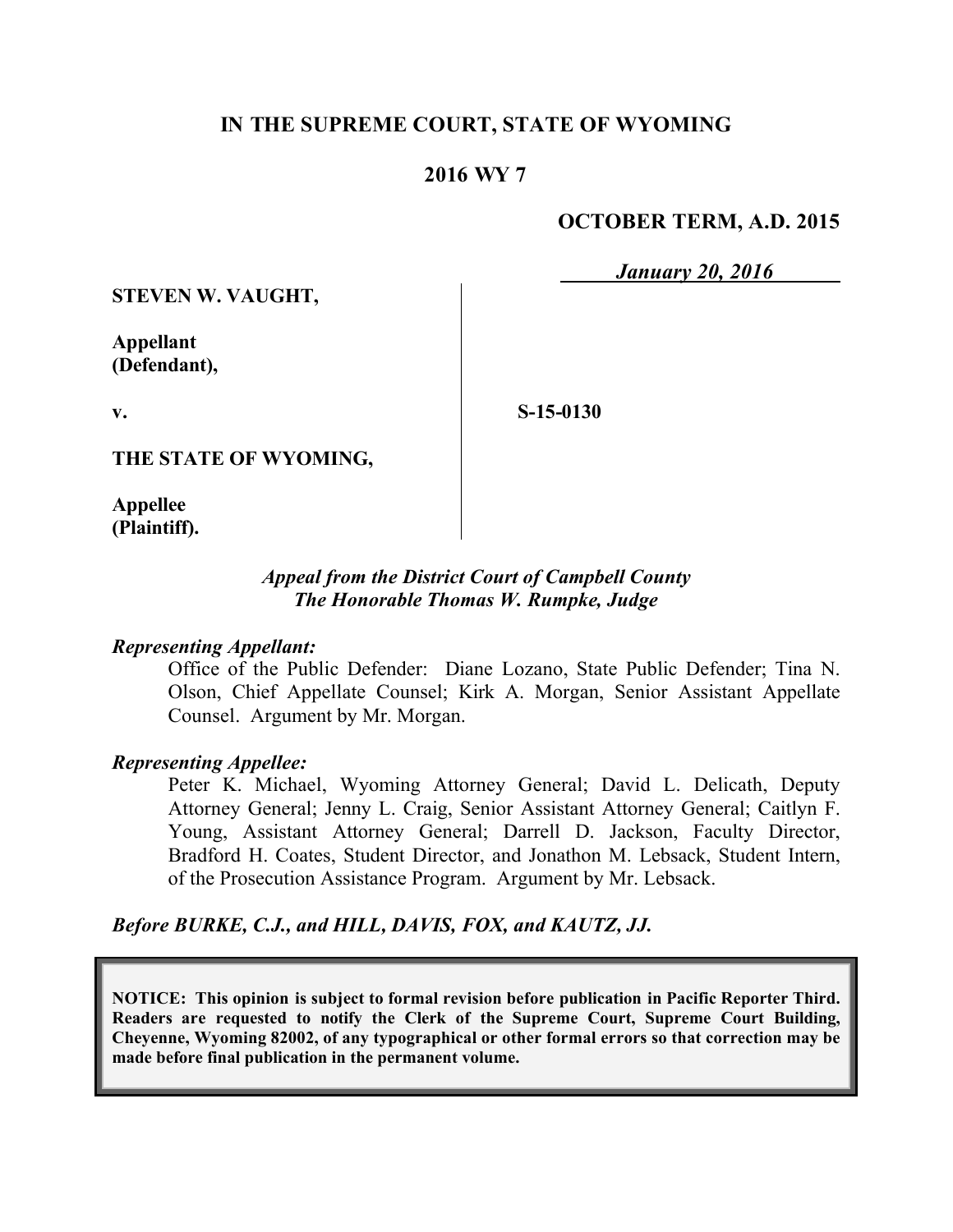# IN THE SUPREME COURT, STATE OF WYOMING

## 2016 WY 7

**OCTOBER TERM, A.D. 2015**

***January 20, 2016***

**STEVEN W. VAUGHT,**

**Appellant (Defendant),**

**v.**

**S-15-0130**

**THE STATE OF WYOMING,**

**Appellee (Plaintiff).**

*Appeal from the District Court of Campbell County*
*The Honorable Thomas W. Rumpke, Judge*

***Representing Appellant:***

Office of the Public Defender: Diane Lozano, State Public Defender; Tina N. Olson, Chief Appellate Counsel; Kirk A. Morgan, Senior Assistant Appellate Counsel. Argument by Mr. Morgan.

***Representing Appellee:***

Peter K. Michael, Wyoming Attorney General; David L. Delicath, Deputy Attorney General; Jenny L. Craig, Senior Assistant Attorney General; Caitlyn F. Young, Assistant Attorney General; Darrell D. Jackson, Faculty Director, Bradford H. Coates, Student Director, and Jonathon M. Lebsack, Student Intern, of the Prosecution Assistance Program. Argument by Mr. Lebsack.

***Before BURKE, C.J., and HILL, DAVIS, FOX, and KAUTZ, JJ.***

**NOTICE: This opinion is subject to formal revision before publication in Pacific Reporter Third. Readers are requested to notify the Clerk of the Supreme Court, Supreme Court Building, Cheyenne, Wyoming 82002, of any typographical or other formal errors so that correction may be made before final publication in the permanent volume.**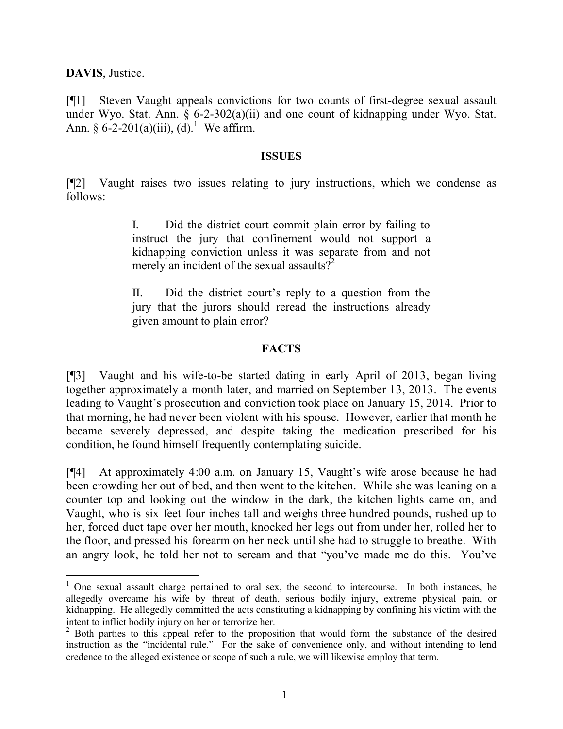**DAVIS**, Justice.

[¶1] Steven Vaught appeals convictions for two counts of first-degree sexual assault under Wyo. Stat. Ann. § 6-2-302(a)(ii) and one count of kidnapping under Wyo. Stat. Ann. § 6-2-201(a)(iii), (d).[1] We affirm.

## ISSUES

[¶2] Vaught raises two issues relating to jury instructions, which we condense as follows:

> I. Did the district court commit plain error by failing to instruct the jury that confinement would not support a kidnapping conviction unless it was separate from and not merely an incident of the sexual assaults?[2]
>
> II. Did the district court's reply to a question from the jury that the jurors should reread the instructions already given amount to plain error?

## FACTS

[¶3] Vaught and his wife-to-be started dating in early April of 2013, began living together approximately a month later, and married on September 13, 2013. The events leading to Vaught's prosecution and conviction took place on January 15, 2014. Prior to that morning, he had never been violent with his spouse. However, earlier that month he became severely depressed, and despite taking the medication prescribed for his condition, he found himself frequently contemplating suicide.

[¶4] At approximately 4:00 a.m. on January 15, Vaught's wife arose because he had been crowding her out of bed, and then went to the kitchen. While she was leaning on a counter top and looking out the window in the dark, the kitchen lights came on, and Vaught, who is six feet four inches tall and weighs three hundred pounds, rushed up to her, forced duct tape over her mouth, knocked her legs out from under her, rolled her to the floor, and pressed his forearm on her neck until she had to struggle to breathe. With an angry look, he told her not to scream and that "you've made me do this. You've

---

[1] One sexual assault charge pertained to oral sex, the second to intercourse. In both instances, he allegedly overcame his wife by threat of death, serious bodily injury, extreme physical pain, or kidnapping. He allegedly committed the acts constituting a kidnapping by confining his victim with the intent to inflict bodily injury on her or terrorize her.

[2] Both parties to this appeal refer to the proposition that would form the substance of the desired instruction as the "incidental rule." For the sake of convenience only, and without intending to lend credence to the alleged existence or scope of such a rule, we will likewise employ that term.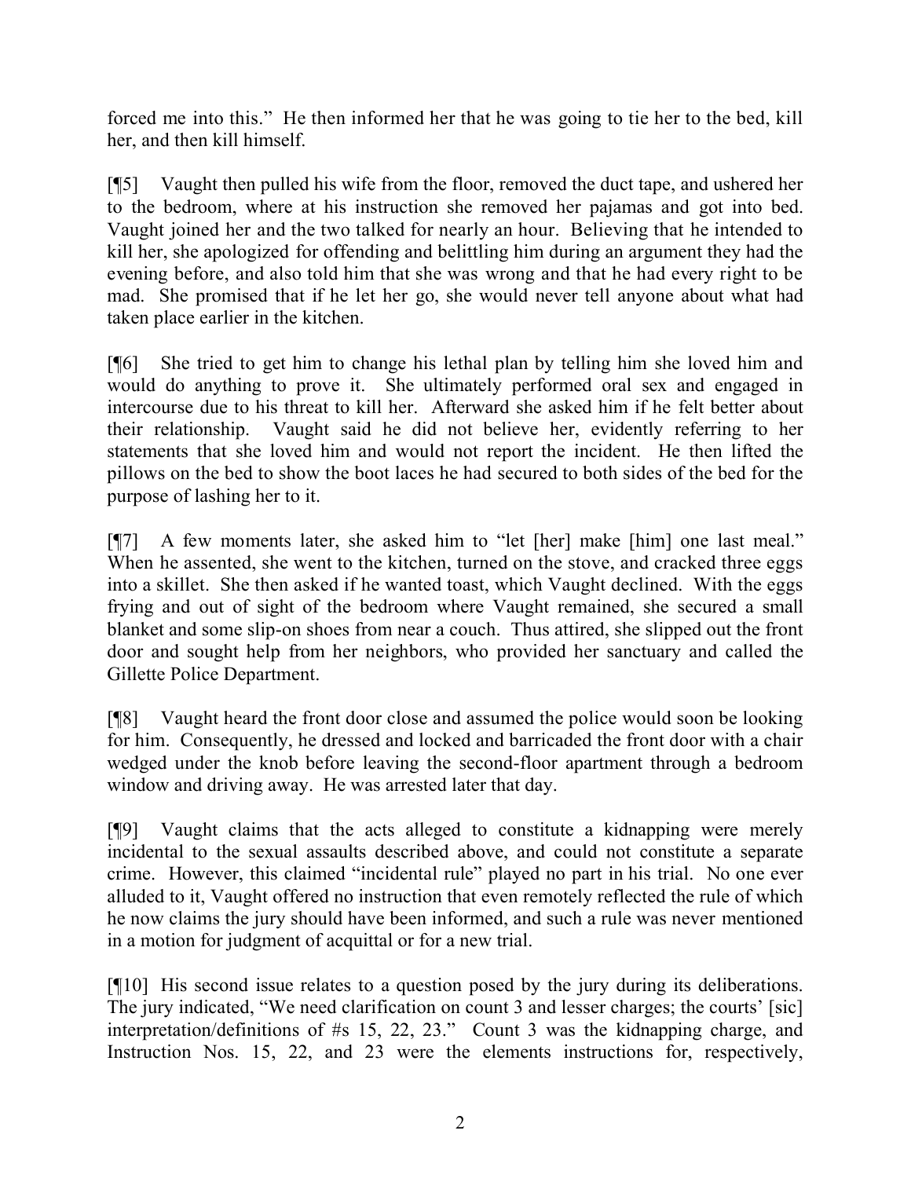forced me into this." He then informed her that he was going to tie her to the bed, kill her, and then kill himself.

[¶5] Vaught then pulled his wife from the floor, removed the duct tape, and ushered her to the bedroom, where at his instruction she removed her pajamas and got into bed. Vaught joined her and the two talked for nearly an hour. Believing that he intended to kill her, she apologized for offending and belittling him during an argument they had the evening before, and also told him that she was wrong and that he had every right to be mad. She promised that if he let her go, she would never tell anyone about what had taken place earlier in the kitchen.

[¶6] She tried to get him to change his lethal plan by telling him she loved him and would do anything to prove it. She ultimately performed oral sex and engaged in intercourse due to his threat to kill her. Afterward she asked him if he felt better about their relationship. Vaught said he did not believe her, evidently referring to her statements that she loved him and would not report the incident. He then lifted the pillows on the bed to show the boot laces he had secured to both sides of the bed for the purpose of lashing her to it.

[¶7] A few moments later, she asked him to "let [her] make [him] one last meal." When he assented, she went to the kitchen, turned on the stove, and cracked three eggs into a skillet. She then asked if he wanted toast, which Vaught declined. With the eggs frying and out of sight of the bedroom where Vaught remained, she secured a small blanket and some slip-on shoes from near a couch. Thus attired, she slipped out the front door and sought help from her neighbors, who provided her sanctuary and called the Gillette Police Department.

[¶8] Vaught heard the front door close and assumed the police would soon be looking for him. Consequently, he dressed and locked and barricaded the front door with a chair wedged under the knob before leaving the second-floor apartment through a bedroom window and driving away. He was arrested later that day.

[¶9] Vaught claims that the acts alleged to constitute a kidnapping were merely incidental to the sexual assaults described above, and could not constitute a separate crime. However, this claimed "incidental rule" played no part in his trial. No one ever alluded to it, Vaught offered no instruction that even remotely reflected the rule of which he now claims the jury should have been informed, and such a rule was never mentioned in a motion for judgment of acquittal or for a new trial.

[¶10] His second issue relates to a question posed by the jury during its deliberations. The jury indicated, "We need clarification on count 3 and lesser charges; the courts' [sic] interpretation/definitions of #s 15, 22, 23." Count 3 was the kidnapping charge, and Instruction Nos. 15, 22, and 23 were the elements instructions for, respectively,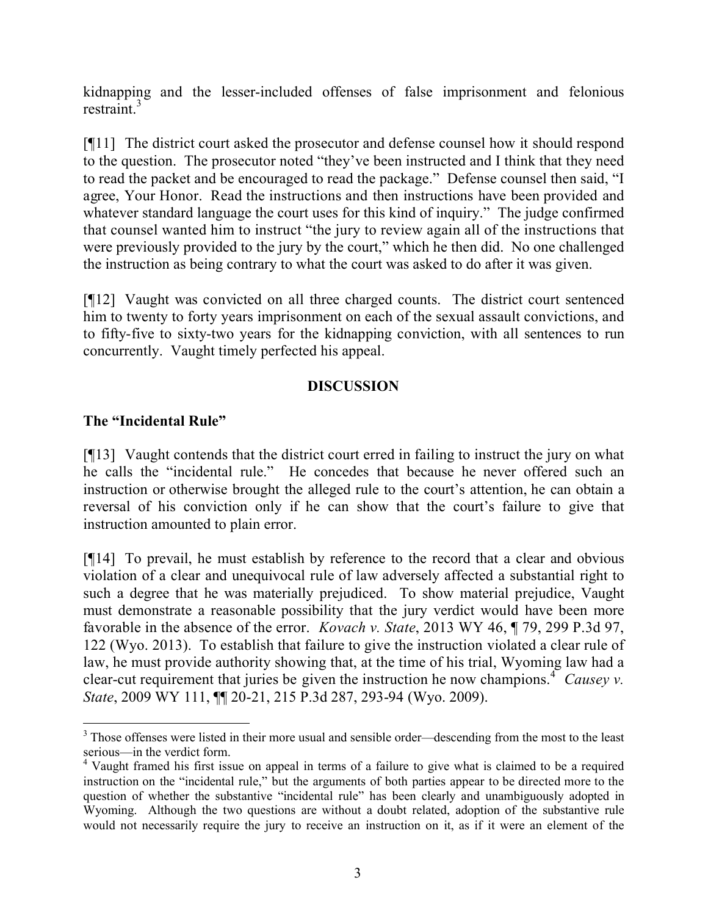kidnapping and the lesser-included offenses of false imprisonment and felonious restraint.[3]

[¶11] The district court asked the prosecutor and defense counsel how it should respond to the question. The prosecutor noted "they've been instructed and I think that they need to read the packet and be encouraged to read the package." Defense counsel then said, "I agree, Your Honor. Read the instructions and then instructions have been provided and whatever standard language the court uses for this kind of inquiry." The judge confirmed that counsel wanted him to instruct "the jury to review again all of the instructions that were previously provided to the jury by the court," which he then did. No one challenged the instruction as being contrary to what the court was asked to do after it was given.

[¶12] Vaught was convicted on all three charged counts. The district court sentenced him to twenty to forty years imprisonment on each of the sexual assault convictions, and to fifty-five to sixty-two years for the kidnapping conviction, with all sentences to run concurrently. Vaught timely perfected his appeal.

## DISCUSSION

### The "Incidental Rule"

[¶13] Vaught contends that the district court erred in failing to instruct the jury on what he calls the "incidental rule." He concedes that because he never offered such an instruction or otherwise brought the alleged rule to the court's attention, he can obtain a reversal of his conviction only if he can show that the court's failure to give that instruction amounted to plain error.

[¶14] To prevail, he must establish by reference to the record that a clear and obvious violation of a clear and unequivocal rule of law adversely affected a substantial right to such a degree that he was materially prejudiced. To show material prejudice, Vaught must demonstrate a reasonable possibility that the jury verdict would have been more favorable in the absence of the error. *Kovach v. State*, 2013 WY 46, ¶ 79, 299 P.3d 97, 122 (Wyo. 2013). To establish that failure to give the instruction violated a clear rule of law, he must provide authority showing that, at the time of his trial, Wyoming law had a clear-cut requirement that juries be given the instruction he now champions.[4] *Causey v. State*, 2009 WY 111, ¶¶ 20-21, 215 P.3d 287, 293-94 (Wyo. 2009).

---

[3] Those offenses were listed in their more usual and sensible order—descending from the most to the least serious—in the verdict form.

[4] Vaught framed his first issue on appeal in terms of a failure to give what is claimed to be a required instruction on the "incidental rule," but the arguments of both parties appear to be directed more to the question of whether the substantive "incidental rule" has been clearly and unambiguously adopted in Wyoming. Although the two questions are without a doubt related, adoption of the substantive rule would not necessarily require the jury to receive an instruction on it, as if it were an element of the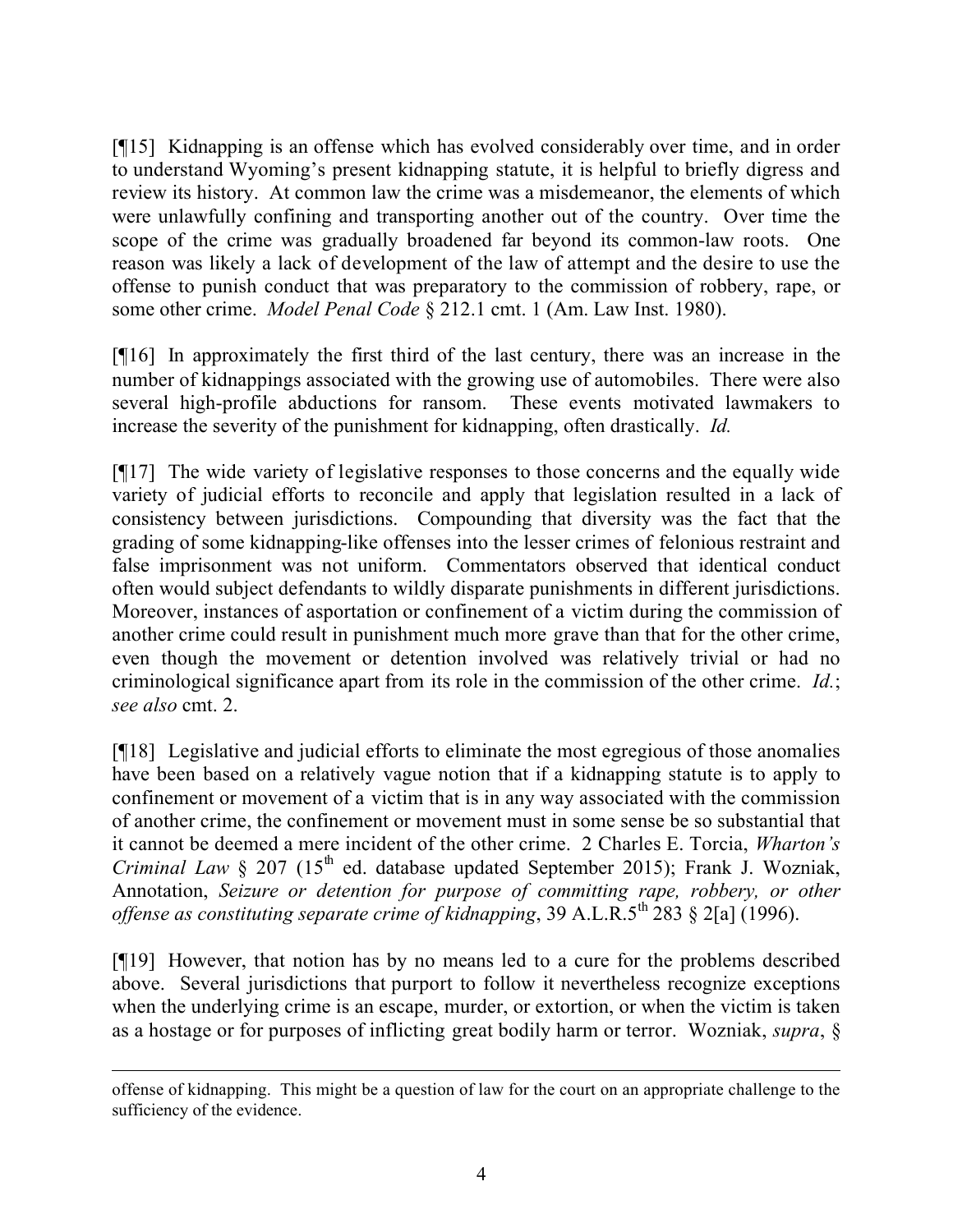[¶15] Kidnapping is an offense which has evolved considerably over time, and in order to understand Wyoming's present kidnapping statute, it is helpful to briefly digress and review its history. At common law the crime was a misdemeanor, the elements of which were unlawfully confining and transporting another out of the country. Over time the scope of the crime was gradually broadened far beyond its common-law roots. One reason was likely a lack of development of the law of attempt and the desire to use the offense to punish conduct that was preparatory to the commission of robbery, rape, or some other crime. *Model Penal Code* § 212.1 cmt. 1 (Am. Law Inst. 1980).

[¶16] In approximately the first third of the last century, there was an increase in the number of kidnappings associated with the growing use of automobiles. There were also several high-profile abductions for ransom. These events motivated lawmakers to increase the severity of the punishment for kidnapping, often drastically. *Id.*

[¶17] The wide variety of legislative responses to those concerns and the equally wide variety of judicial efforts to reconcile and apply that legislation resulted in a lack of consistency between jurisdictions. Compounding that diversity was the fact that the grading of some kidnapping-like offenses into the lesser crimes of felonious restraint and false imprisonment was not uniform. Commentators observed that identical conduct often would subject defendants to wildly disparate punishments in different jurisdictions. Moreover, instances of asportation or confinement of a victim during the commission of another crime could result in punishment much more grave than that for the other crime, even though the movement or detention involved was relatively trivial or had no criminological significance apart from its role in the commission of the other crime. *Id.*; *see also* cmt. 2.

[¶18] Legislative and judicial efforts to eliminate the most egregious of those anomalies have been based on a relatively vague notion that if a kidnapping statute is to apply to confinement or movement of a victim that is in any way associated with the commission of another crime, the confinement or movement must in some sense be so substantial that it cannot be deemed a mere incident of the other crime. 2 Charles E. Torcia, *Wharton's Criminal Law* § 207 (15th ed. database updated September 2015); Frank J. Wozniak, Annotation, *Seizure or detention for purpose of committing rape, robbery, or other offense as constituting separate crime of kidnapping*, 39 A.L.R.5th 283 § 2[a] (1996).

[¶19] However, that notion has by no means led to a cure for the problems described above. Several jurisdictions that purport to follow it nevertheless recognize exceptions when the underlying crime is an escape, murder, or extortion, or when the victim is taken as a hostage or for purposes of inflicting great bodily harm or terror. Wozniak, *supra*, §

---

offense of kidnapping. This might be a question of law for the court on an appropriate challenge to the sufficiency of the evidence.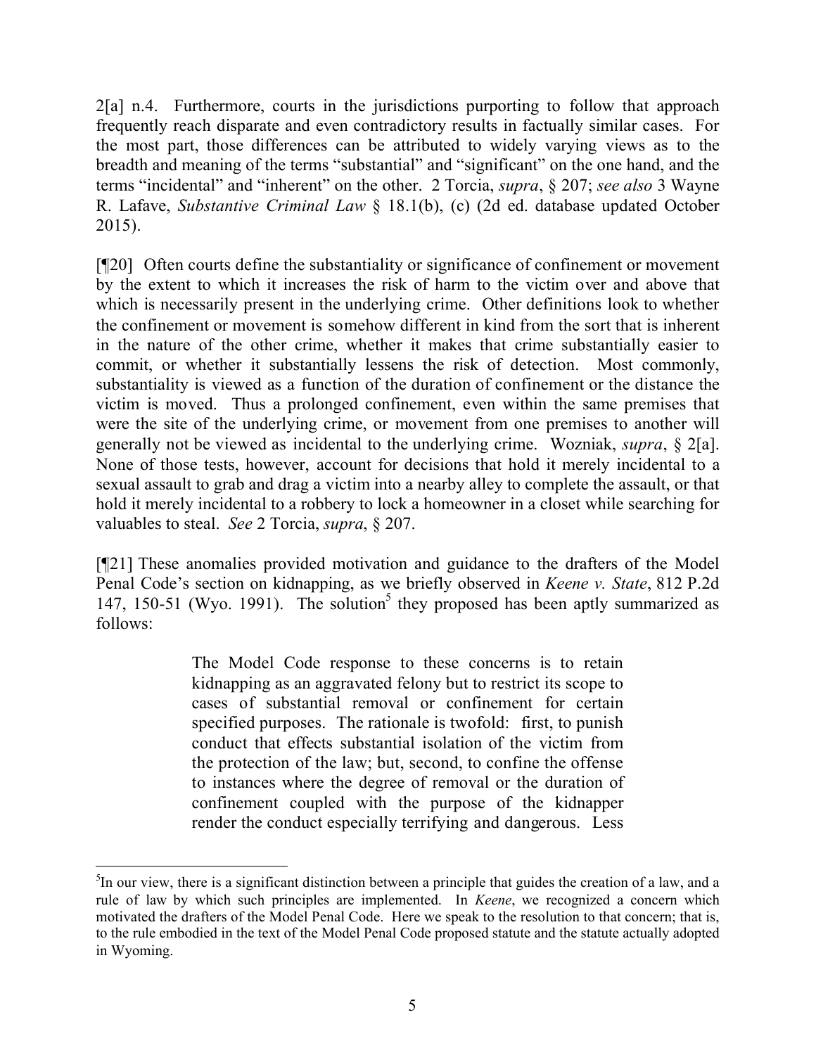2[a] n.4. Furthermore, courts in the jurisdictions purporting to follow that approach frequently reach disparate and even contradictory results in factually similar cases. For the most part, those differences can be attributed to widely varying views as to the breadth and meaning of the terms "substantial" and "significant" on the one hand, and the terms "incidental" and "inherent" on the other. 2 Torcia, *supra*, § 207; *see also* 3 Wayne R. Lafave, *Substantive Criminal Law* § 18.1(b), (c) (2d ed. database updated October 2015).

[¶20] Often courts define the substantiality or significance of confinement or movement by the extent to which it increases the risk of harm to the victim over and above that which is necessarily present in the underlying crime. Other definitions look to whether the confinement or movement is somehow different in kind from the sort that is inherent in the nature of the other crime, whether it makes that crime substantially easier to commit, or whether it substantially lessens the risk of detection. Most commonly, substantiality is viewed as a function of the duration of confinement or the distance the victim is moved. Thus a prolonged confinement, even within the same premises that were the site of the underlying crime, or movement from one premises to another will generally not be viewed as incidental to the underlying crime. Wozniak, *supra*, § 2[a]. None of those tests, however, account for decisions that hold it merely incidental to a sexual assault to grab and drag a victim into a nearby alley to complete the assault, or that hold it merely incidental to a robbery to lock a homeowner in a closet while searching for valuables to steal. *See* 2 Torcia, *supra*, § 207.

[¶21] These anomalies provided motivation and guidance to the drafters of the Model Penal Code's section on kidnapping, as we briefly observed in *Keene v. State*, 812 P.2d 147, 150-51 (Wyo. 1991). The solution[5] they proposed has been aptly summarized as follows:

> The Model Code response to these concerns is to retain kidnapping as an aggravated felony but to restrict its scope to cases of substantial removal or confinement for certain specified purposes. The rationale is twofold: first, to punish conduct that effects substantial isolation of the victim from the protection of the law; but, second, to confine the offense to instances where the degree of removal or the duration of confinement coupled with the purpose of the kidnapper render the conduct especially terrifying and dangerous. Less

---

[5]In our view, there is a significant distinction between a principle that guides the creation of a law, and a rule of law by which such principles are implemented. In *Keene*, we recognized a concern which motivated the drafters of the Model Penal Code. Here we speak to the resolution to that concern; that is, to the rule embodied in the text of the Model Penal Code proposed statute and the statute actually adopted in Wyoming.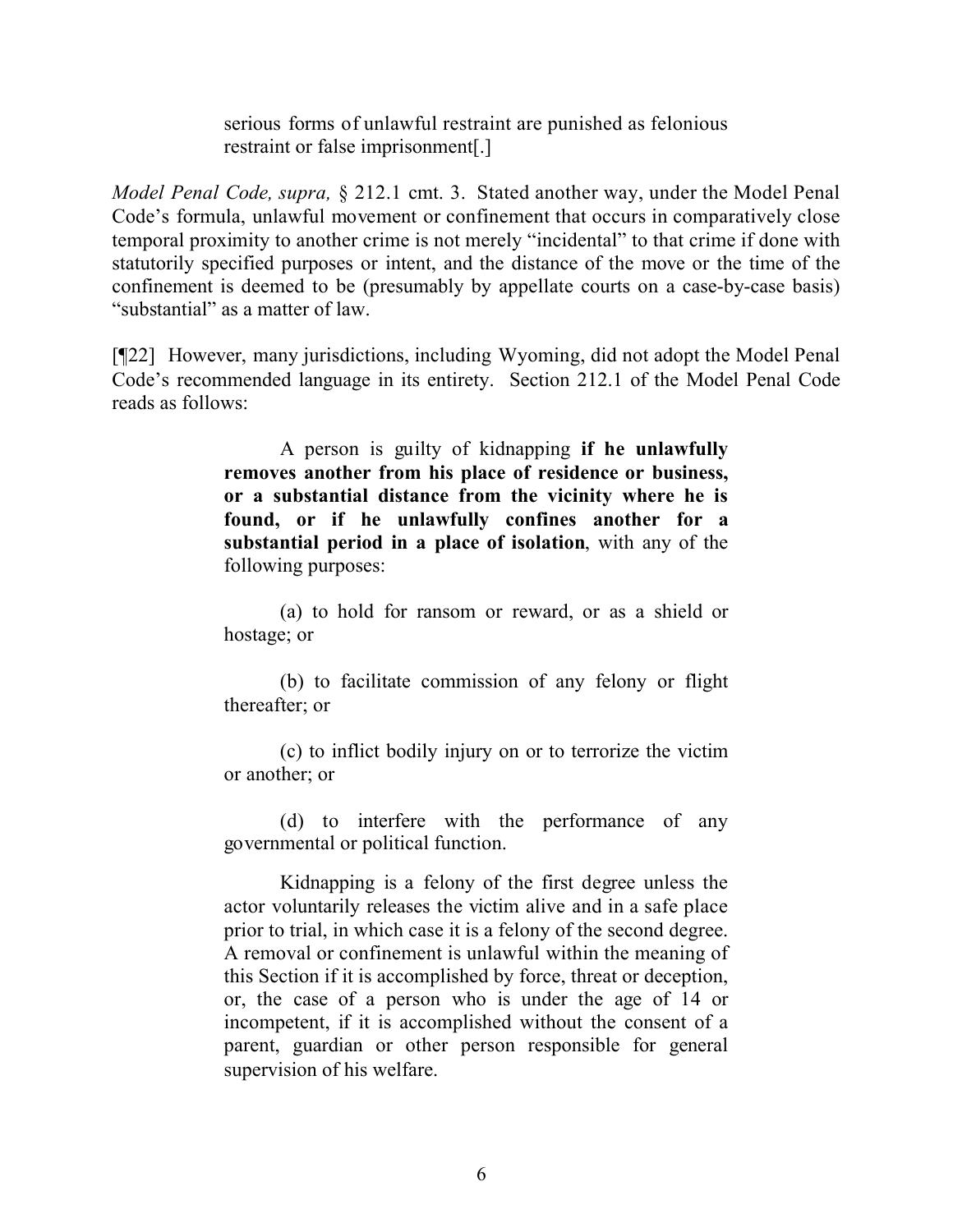> serious forms of unlawful restraint are punished as felonious restraint or false imprisonment[.]

*Model Penal Code, supra,* § 212.1 cmt. 3. Stated another way, under the Model Penal Code's formula, unlawful movement or confinement that occurs in comparatively close temporal proximity to another crime is not merely "incidental" to that crime if done with statutorily specified purposes or intent, and the distance of the move or the time of the confinement is deemed to be (presumably by appellate courts on a case-by-case basis) "substantial" as a matter of law.

[¶22] However, many jurisdictions, including Wyoming, did not adopt the Model Penal Code's recommended language in its entirety. Section 212.1 of the Model Penal Code reads as follows:

> A person is guilty of kidnapping **if he unlawfully removes another from his place of residence or business, or a substantial distance from the vicinity where he is found, or if he unlawfully confines another for a substantial period in a place of isolation**, with any of the following purposes:
>
> (a) to hold for ransom or reward, or as a shield or hostage; or
>
> (b) to facilitate commission of any felony or flight thereafter; or
>
> (c) to inflict bodily injury on or to terrorize the victim or another; or
>
> (d) to interfere with the performance of any governmental or political function.
>
> Kidnapping is a felony of the first degree unless the actor voluntarily releases the victim alive and in a safe place prior to trial, in which case it is a felony of the second degree. A removal or confinement is unlawful within the meaning of this Section if it is accomplished by force, threat or deception, or, the case of a person who is under the age of 14 or incompetent, if it is accomplished without the consent of a parent, guardian or other person responsible for general supervision of his welfare.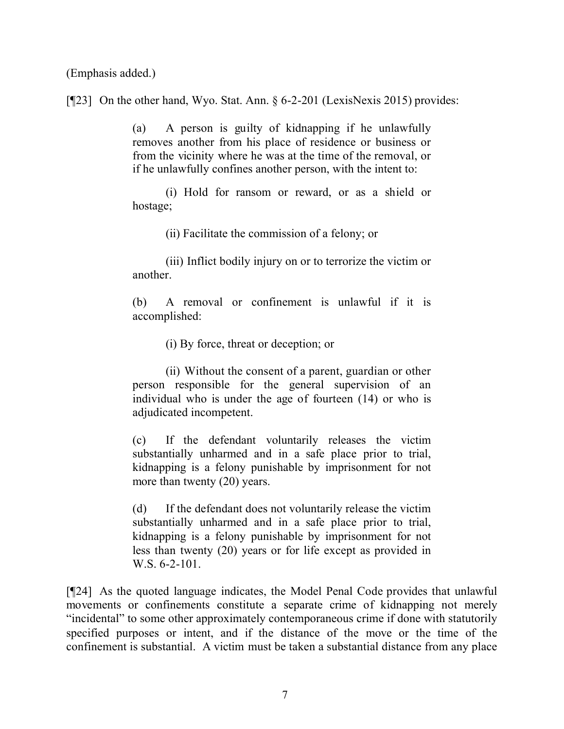(Emphasis added.)

[¶23] On the other hand, Wyo. Stat. Ann. § 6-2-201 (LexisNexis 2015) provides:

> (a) A person is guilty of kidnapping if he unlawfully removes another from his place of residence or business or from the vicinity where he was at the time of the removal, or if he unlawfully confines another person, with the intent to:
>
> (i) Hold for ransom or reward, or as a shield or hostage;
>
> (ii) Facilitate the commission of a felony; or
>
> (iii) Inflict bodily injury on or to terrorize the victim or another.
>
> (b) A removal or confinement is unlawful if it is accomplished:
>
> (i) By force, threat or deception; or
>
> (ii) Without the consent of a parent, guardian or other person responsible for the general supervision of an individual who is under the age of fourteen (14) or who is adjudicated incompetent.
>
> (c) If the defendant voluntarily releases the victim substantially unharmed and in a safe place prior to trial, kidnapping is a felony punishable by imprisonment for not more than twenty (20) years.
>
> (d) If the defendant does not voluntarily release the victim substantially unharmed and in a safe place prior to trial, kidnapping is a felony punishable by imprisonment for not less than twenty (20) years or for life except as provided in W.S. 6-2-101.

[¶24] As the quoted language indicates, the Model Penal Code provides that unlawful movements or confinements constitute a separate crime of kidnapping not merely "incidental" to some other approximately contemporaneous crime if done with statutorily specified purposes or intent, and if the distance of the move or the time of the confinement is substantial. A victim must be taken a substantial distance from any place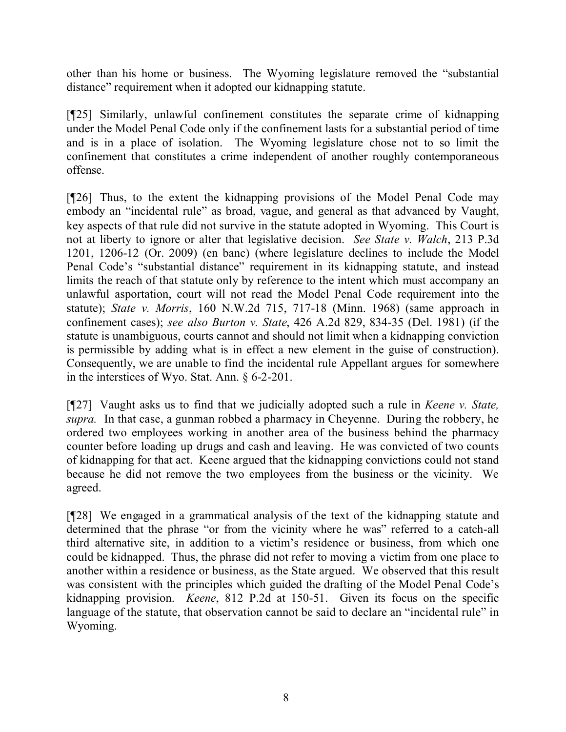other than his home or business. The Wyoming legislature removed the "substantial distance" requirement when it adopted our kidnapping statute.

[¶25] Similarly, unlawful confinement constitutes the separate crime of kidnapping under the Model Penal Code only if the confinement lasts for a substantial period of time and is in a place of isolation. The Wyoming legislature chose not to so limit the confinement that constitutes a crime independent of another roughly contemporaneous offense.

[¶26] Thus, to the extent the kidnapping provisions of the Model Penal Code may embody an "incidental rule" as broad, vague, and general as that advanced by Vaught, key aspects of that rule did not survive in the statute adopted in Wyoming. This Court is not at liberty to ignore or alter that legislative decision. *See State v. Walch*, 213 P.3d 1201, 1206-12 (Or. 2009) (en banc) (where legislature declines to include the Model Penal Code's "substantial distance" requirement in its kidnapping statute, and instead limits the reach of that statute only by reference to the intent which must accompany an unlawful asportation, court will not read the Model Penal Code requirement into the statute); *State v. Morris*, 160 N.W.2d 715, 717-18 (Minn. 1968) (same approach in confinement cases); *see also Burton v. State*, 426 A.2d 829, 834-35 (Del. 1981) (if the statute is unambiguous, courts cannot and should not limit when a kidnapping conviction is permissible by adding what is in effect a new element in the guise of construction). Consequently, we are unable to find the incidental rule Appellant argues for somewhere in the interstices of Wyo. Stat. Ann. § 6-2-201.

[¶27] Vaught asks us to find that we judicially adopted such a rule in *Keene v. State, supra.* In that case, a gunman robbed a pharmacy in Cheyenne. During the robbery, he ordered two employees working in another area of the business behind the pharmacy counter before loading up drugs and cash and leaving. He was convicted of two counts of kidnapping for that act. Keene argued that the kidnapping convictions could not stand because he did not remove the two employees from the business or the vicinity. We agreed.

[¶28] We engaged in a grammatical analysis of the text of the kidnapping statute and determined that the phrase "or from the vicinity where he was" referred to a catch-all third alternative site, in addition to a victim's residence or business, from which one could be kidnapped. Thus, the phrase did not refer to moving a victim from one place to another within a residence or business, as the State argued. We observed that this result was consistent with the principles which guided the drafting of the Model Penal Code's kidnapping provision. *Keene*, 812 P.2d at 150-51. Given its focus on the specific language of the statute, that observation cannot be said to declare an "incidental rule" in Wyoming.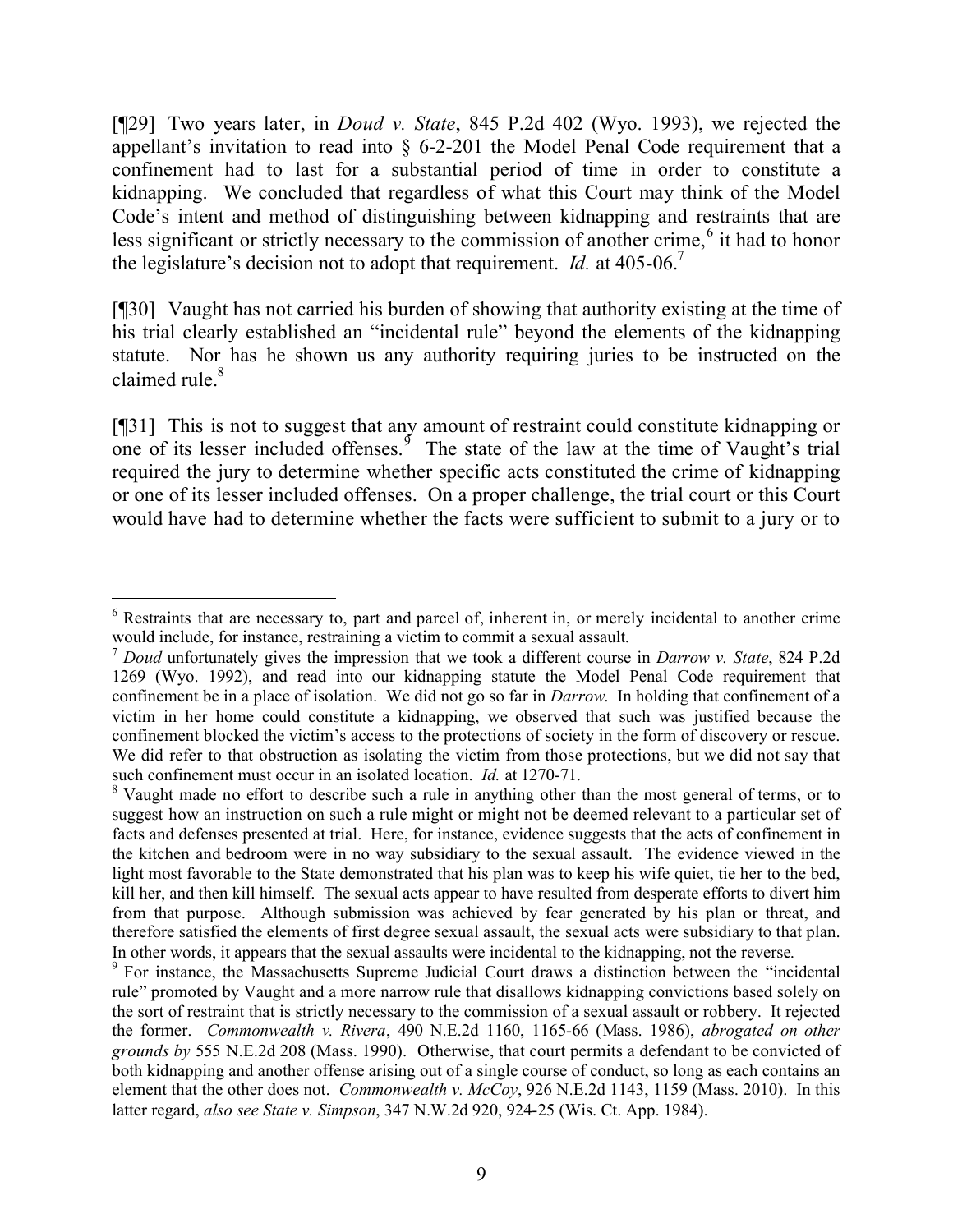[¶29] Two years later, in *Doud v. State*, 845 P.2d 402 (Wyo. 1993), we rejected the appellant's invitation to read into § 6-2-201 the Model Penal Code requirement that a confinement had to last for a substantial period of time in order to constitute a kidnapping. We concluded that regardless of what this Court may think of the Model Code's intent and method of distinguishing between kidnapping and restraints that are less significant or strictly necessary to the commission of another crime,[6] it had to honor the legislature's decision not to adopt that requirement. *Id.* at 405-06.[7]

[¶30] Vaught has not carried his burden of showing that authority existing at the time of his trial clearly established an "incidental rule" beyond the elements of the kidnapping statute. Nor has he shown us any authority requiring juries to be instructed on the claimed rule.[8]

[¶31] This is not to suggest that any amount of restraint could constitute kidnapping or one of its lesser included offenses.[9] The state of the law at the time of Vaught's trial required the jury to determine whether specific acts constituted the crime of kidnapping or one of its lesser included offenses. On a proper challenge, the trial court or this Court would have had to determine whether the facts were sufficient to submit to a jury or to

---

[6] Restraints that are necessary to, part and parcel of, inherent in, or merely incidental to another crime would include, for instance, restraining a victim to commit a sexual assault.

[7] *Doud* unfortunately gives the impression that we took a different course in *Darrow v. State*, 824 P.2d 1269 (Wyo. 1992), and read into our kidnapping statute the Model Penal Code requirement that confinement be in a place of isolation. We did not go so far in *Darrow.* In holding that confinement of a victim in her home could constitute a kidnapping, we observed that such was justified because the confinement blocked the victim's access to the protections of society in the form of discovery or rescue. We did refer to that obstruction as isolating the victim from those protections, but we did not say that such confinement must occur in an isolated location. *Id.* at 1270-71.

[8] Vaught made no effort to describe such a rule in anything other than the most general of terms, or to suggest how an instruction on such a rule might or might not be deemed relevant to a particular set of facts and defenses presented at trial. Here, for instance, evidence suggests that the acts of confinement in the kitchen and bedroom were in no way subsidiary to the sexual assault. The evidence viewed in the light most favorable to the State demonstrated that his plan was to keep his wife quiet, tie her to the bed, kill her, and then kill himself. The sexual acts appear to have resulted from desperate efforts to divert him from that purpose. Although submission was achieved by fear generated by his plan or threat, and therefore satisfied the elements of first degree sexual assault, the sexual acts were subsidiary to that plan. In other words, it appears that the sexual assaults were incidental to the kidnapping, not the reverse.

[9] For instance, the Massachusetts Supreme Judicial Court draws a distinction between the "incidental rule" promoted by Vaught and a more narrow rule that disallows kidnapping convictions based solely on the sort of restraint that is strictly necessary to the commission of a sexual assault or robbery. It rejected the former. *Commonwealth v. Rivera*, 490 N.E.2d 1160, 1165-66 (Mass. 1986), *abrogated on other grounds by* 555 N.E.2d 208 (Mass. 1990). Otherwise, that court permits a defendant to be convicted of both kidnapping and another offense arising out of a single course of conduct, so long as each contains an element that the other does not. *Commonwealth v. McCoy*, 926 N.E.2d 1143, 1159 (Mass. 2010). In this latter regard, *also see State v. Simpson*, 347 N.W.2d 920, 924-25 (Wis. Ct. App. 1984).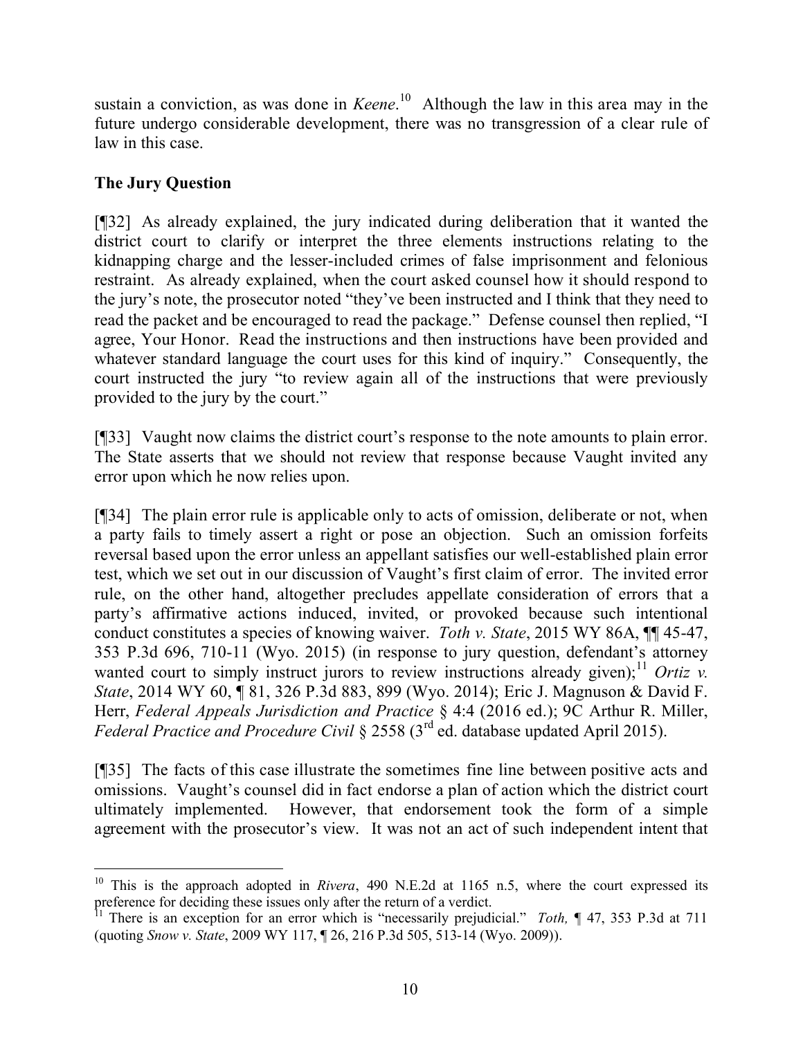sustain a conviction, as was done in *Keene*.[10] Although the law in this area may in the future undergo considerable development, there was no transgression of a clear rule of law in this case.

**The Jury Question**

[¶32] As already explained, the jury indicated during deliberation that it wanted the district court to clarify or interpret the three elements instructions relating to the kidnapping charge and the lesser-included crimes of false imprisonment and felonious restraint. As already explained, when the court asked counsel how it should respond to the jury's note, the prosecutor noted "they've been instructed and I think that they need to read the packet and be encouraged to read the package." Defense counsel then replied, "I agree, Your Honor. Read the instructions and then instructions have been provided and whatever standard language the court uses for this kind of inquiry." Consequently, the court instructed the jury "to review again all of the instructions that were previously provided to the jury by the court."

[¶33] Vaught now claims the district court's response to the note amounts to plain error. The State asserts that we should not review that response because Vaught invited any error upon which he now relies upon.

[¶34] The plain error rule is applicable only to acts of omission, deliberate or not, when a party fails to timely assert a right or pose an objection. Such an omission forfeits reversal based upon the error unless an appellant satisfies our well-established plain error test, which we set out in our discussion of Vaught's first claim of error. The invited error rule, on the other hand, altogether precludes appellate consideration of errors that a party's affirmative actions induced, invited, or provoked because such intentional conduct constitutes a species of knowing waiver. *Toth v. State*, 2015 WY 86A, ¶¶ 45-47, 353 P.3d 696, 710-11 (Wyo. 2015) (in response to jury question, defendant's attorney wanted court to simply instruct jurors to review instructions already given);[11] *Ortiz v. State*, 2014 WY 60, ¶ 81, 326 P.3d 883, 899 (Wyo. 2014); Eric J. Magnuson & David F. Herr, *Federal Appeals Jurisdiction and Practice* § 4:4 (2016 ed.); 9C Arthur R. Miller, *Federal Practice and Procedure Civil* § 2558 (3rd ed. database updated April 2015).

[¶35] The facts of this case illustrate the sometimes fine line between positive acts and omissions. Vaught's counsel did in fact endorse a plan of action which the district court ultimately implemented. However, that endorsement took the form of a simple agreement with the prosecutor's view. It was not an act of such independent intent that

---

[10] This is the approach adopted in *Rivera*, 490 N.E.2d at 1165 n.5, where the court expressed its preference for deciding these issues only after the return of a verdict.

[11] There is an exception for an error which is "necessarily prejudicial." *Toth,* ¶ 47, 353 P.3d at 711 (quoting *Snow v. State*, 2009 WY 117, ¶ 26, 216 P.3d 505, 513-14 (Wyo. 2009)).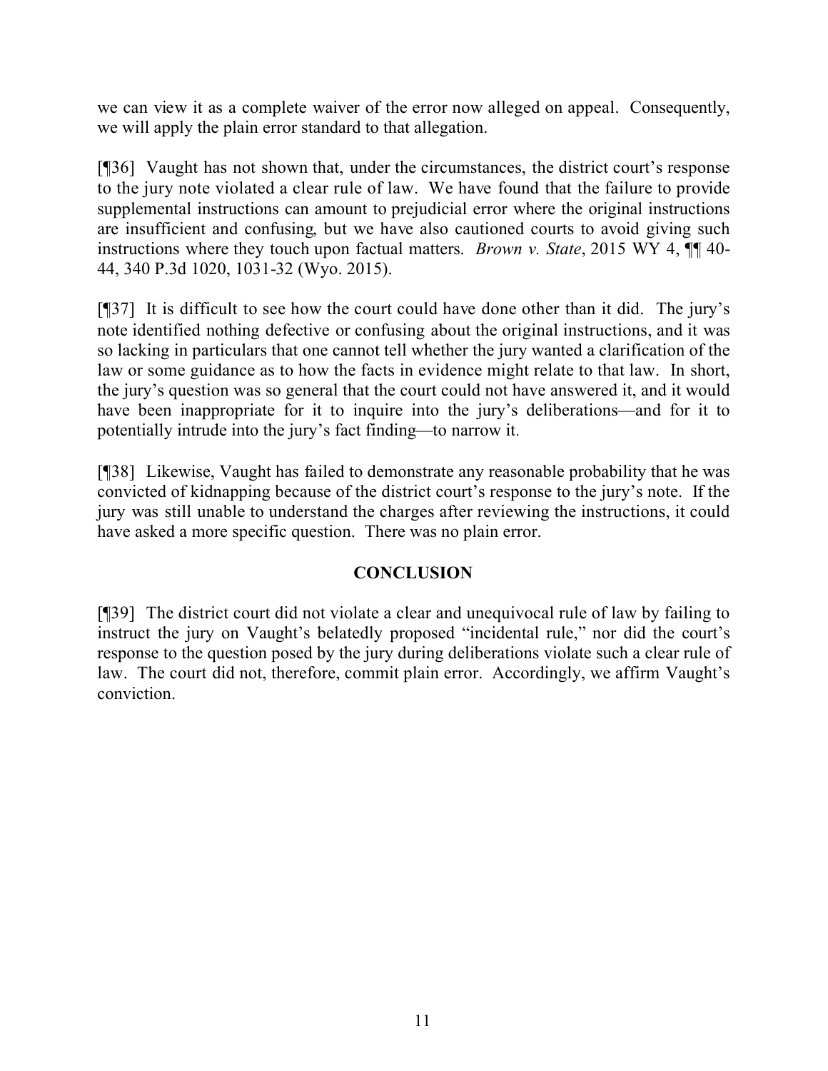we can view it as a complete waiver of the error now alleged on appeal. Consequently, we will apply the plain error standard to that allegation.

[¶36] Vaught has not shown that, under the circumstances, the district court's response to the jury note violated a clear rule of law. We have found that the failure to provide supplemental instructions can amount to prejudicial error where the original instructions are insufficient and confusing, but we have also cautioned courts to avoid giving such instructions where they touch upon factual matters. *Brown v. State*, 2015 WY 4, ¶¶ 40-44, 340 P.3d 1020, 1031-32 (Wyo. 2015).

[¶37] It is difficult to see how the court could have done other than it did. The jury's note identified nothing defective or confusing about the original instructions, and it was so lacking in particulars that one cannot tell whether the jury wanted a clarification of the law or some guidance as to how the facts in evidence might relate to that law. In short, the jury's question was so general that the court could not have answered it, and it would have been inappropriate for it to inquire into the jury's deliberations—and for it to potentially intrude into the jury's fact finding—to narrow it.

[¶38] Likewise, Vaught has failed to demonstrate any reasonable probability that he was convicted of kidnapping because of the district court's response to the jury's note. If the jury was still unable to understand the charges after reviewing the instructions, it could have asked a more specific question. There was no plain error.

## CONCLUSION

[¶39] The district court did not violate a clear and unequivocal rule of law by failing to instruct the jury on Vaught's belatedly proposed "incidental rule," nor did the court's response to the question posed by the jury during deliberations violate such a clear rule of law. The court did not, therefore, commit plain error. Accordingly, we affirm Vaught's conviction.